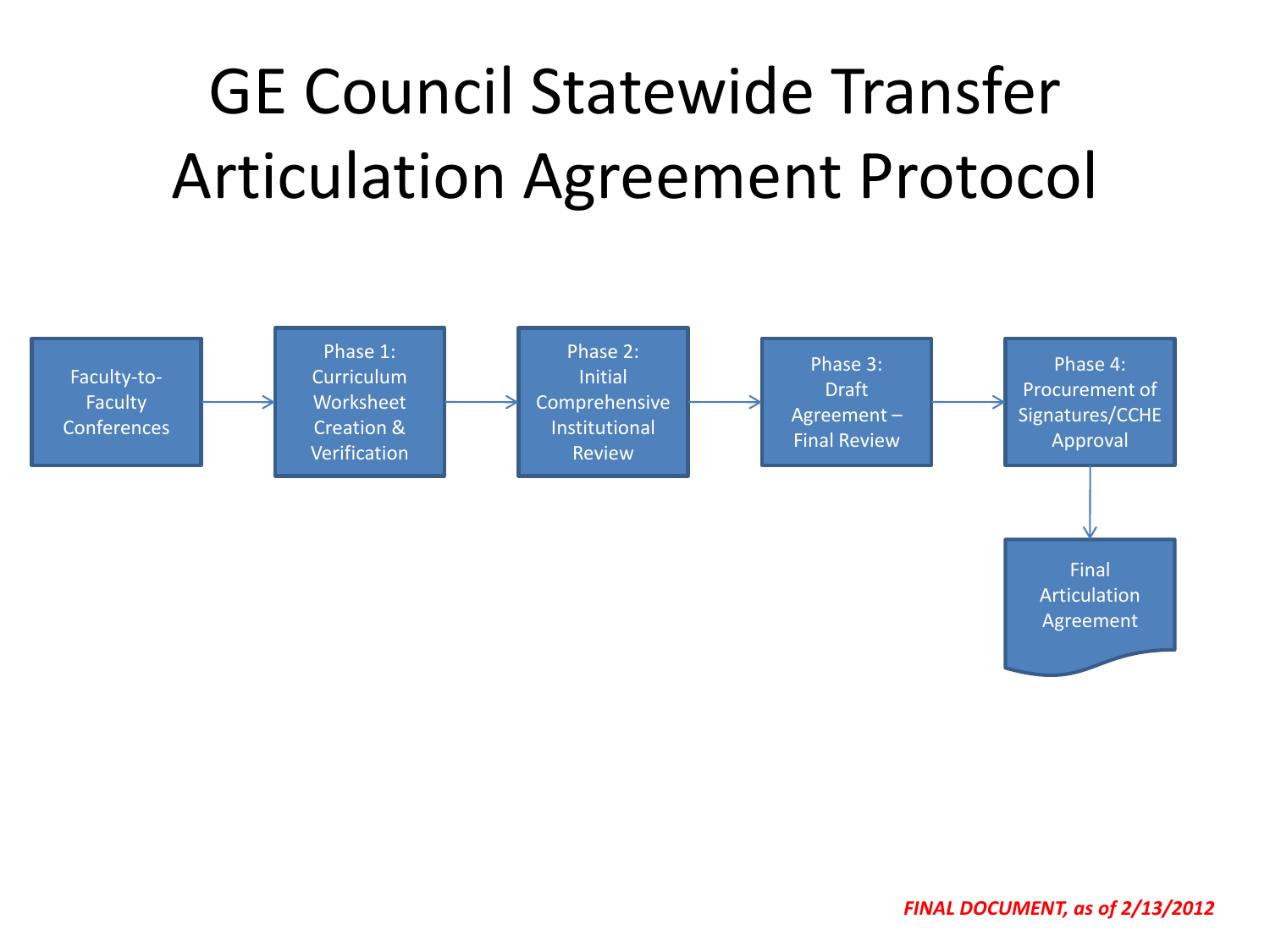# GE Council Statewide Transfer Articulation Agreement Protocol

Faculty-to-Faculty Conferences → Phase 1: Curriculum Worksheet Creation & Verification → Phase 2: Initial Comprehensive Institutional Review → Phase 3: Draft Agreement – Final Review → Phase 4: Procurement of Signatures/CCHE Approval → Final Articulation Agreement

***FINAL DOCUMENT, as of 2/13/2012***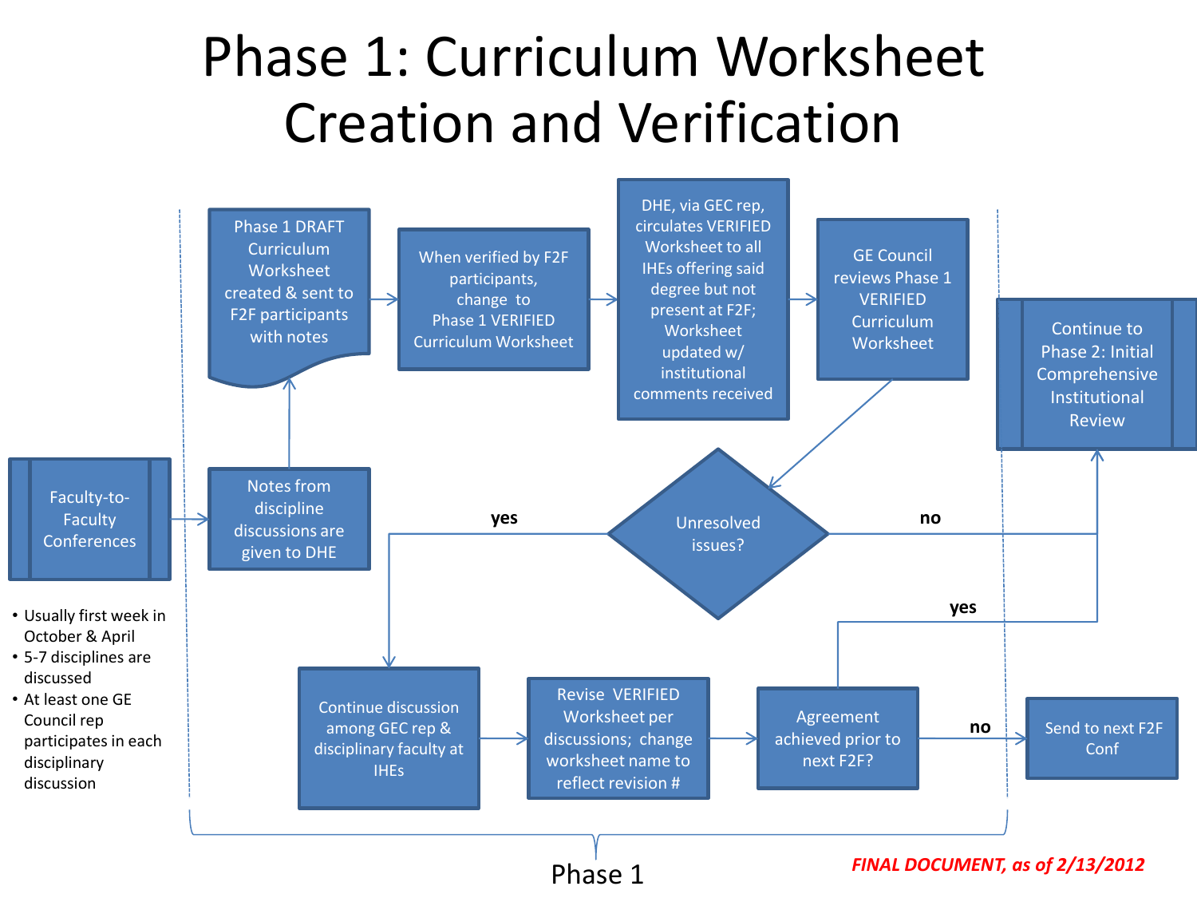# Phase 1: Curriculum Worksheet Creation and Verification

Faculty-to-Faculty Conferences

- Usually first week in October & April
- 5-7 disciplines are discussed
- At least one GE Council rep participates in each disciplinary discussion

Notes from discipline discussions are given to DHE

Phase 1 DRAFT Curriculum Worksheet created & sent to F2F participants with notes

When verified by F2F participants, change to Phase 1 VERIFIED Curriculum Worksheet

DHE, via GEC rep, circulates VERIFIED Worksheet to all IHEs offering said degree but not present at F2F; Worksheet updated w/ institutional comments received

GE Council reviews Phase 1 VERIFIED Curriculum Worksheet

Unresolved issues?

yes

no

Continue to Phase 2: Initial Comprehensive Institutional Review

Continue discussion among GEC rep & disciplinary faculty at IHEs

Revise VERIFIED Worksheet per discussions; change worksheet name to reflect revision #

Agreement achieved prior to next F2F?

yes

no

Send to next F2F Conf

Phase 1

*FINAL DOCUMENT, as of 2/13/2012*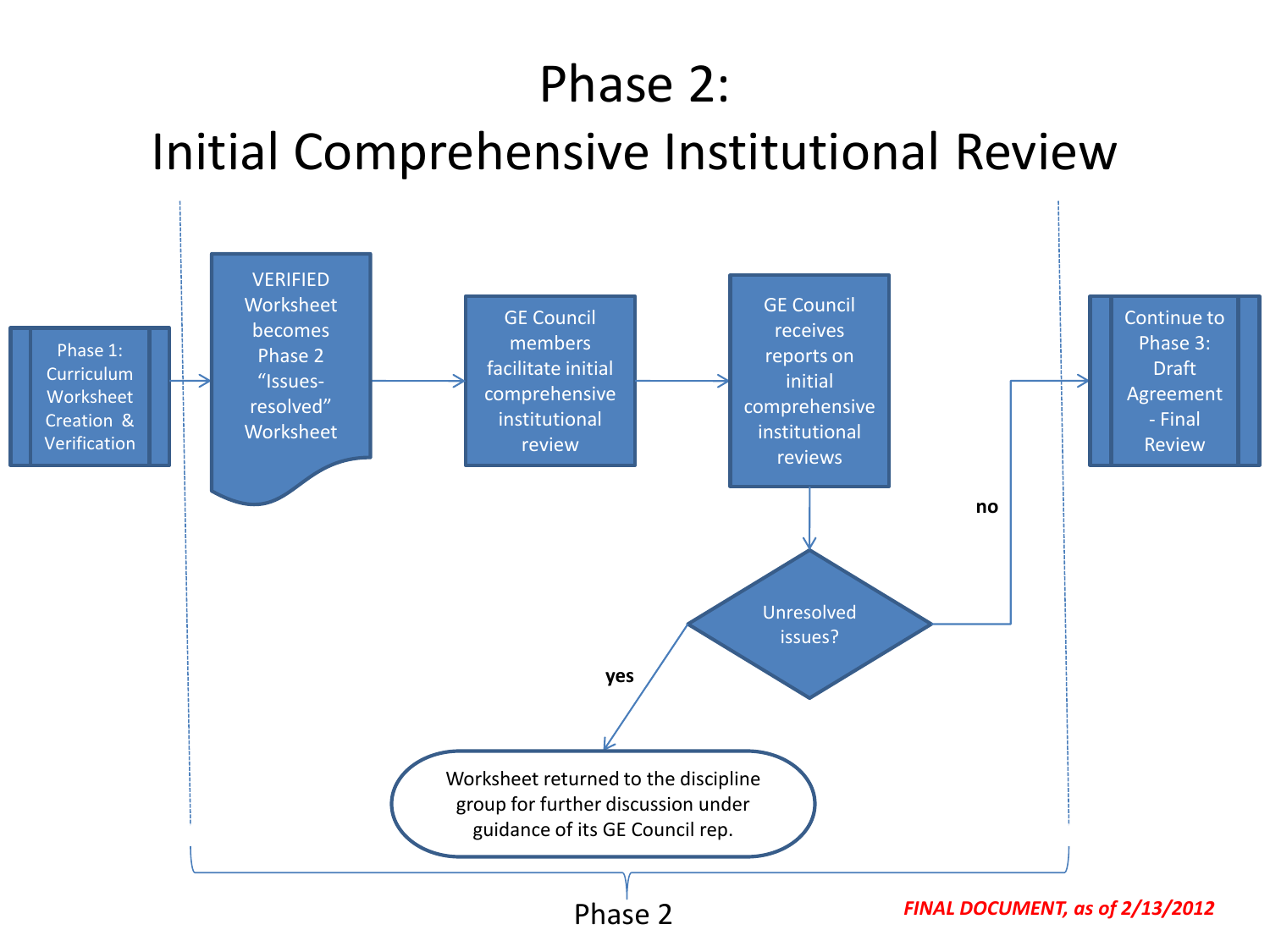# Phase 2:
# Initial Comprehensive Institutional Review

Phase 1: Curriculum Worksheet Creation & Verification

VERIFIED Worksheet becomes Phase 2 "Issues-resolved" Worksheet

GE Council members facilitate initial comprehensive institutional review

GE Council receives reports on initial comprehensive institutional reviews

Unresolved issues?

no

Continue to Phase 3: Draft Agreement - Final Review

yes

Worksheet returned to the discipline group for further discussion under guidance of its GE Council rep.

Phase 2

***FINAL DOCUMENT, as of 2/13/2012***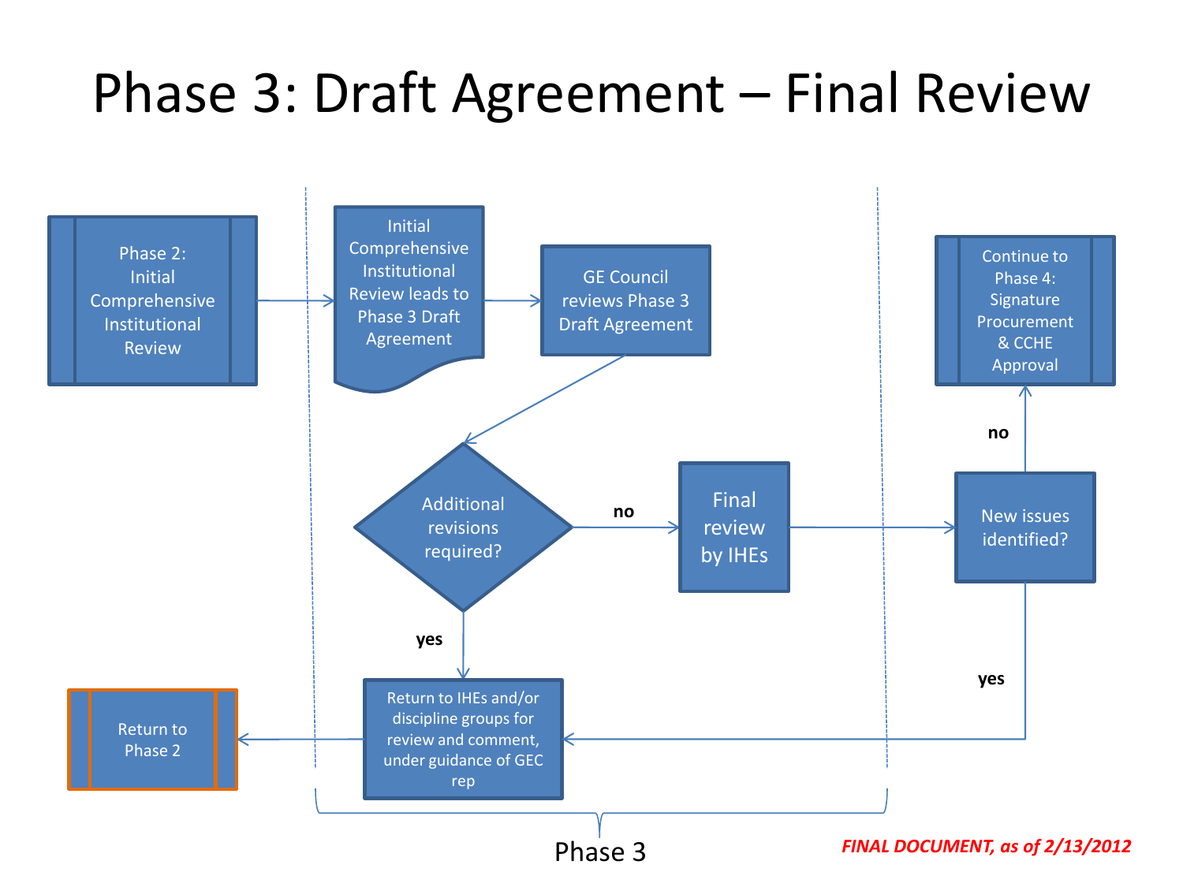# Phase 3: Draft Agreement – Final Review

Phase 2: Initial Comprehensive Institutional Review

Initial Comprehensive Institutional Review leads to Phase 3 Draft Agreement

GE Council reviews Phase 3 Draft Agreement

Additional revisions required?

no

yes

Final review by IHEs

New issues identified?

no

yes

Continue to Phase 4: Signature Procurement & CCHE Approval

Return to IHEs and/or discipline groups for review and comment, under guidance of GEC rep

Return to Phase 2

Phase 3

*FINAL DOCUMENT, as of 2/13/2012*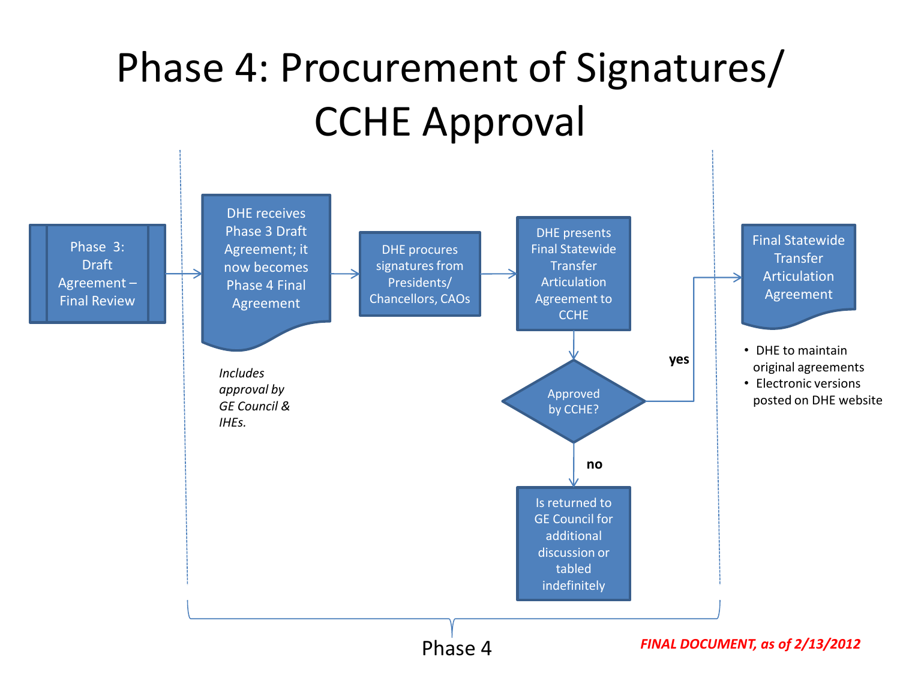# Phase 4: Procurement of Signatures/ CCHE Approval

Phase 3: Draft Agreement – Final Review

DHE receives Phase 3 Draft Agreement; it now becomes Phase 4 Final Agreement

*Includes approval by GE Council & IHEs.*

DHE procures signatures from Presidents/ Chancellors, CAOs

DHE presents Final Statewide Transfer Articulation Agreement to CCHE

Approved by CCHE?

**yes**

Final Statewide Transfer Articulation Agreement

- DHE to maintain original agreements
- Electronic versions posted on DHE website

**no**

Is returned to GE Council for additional discussion or tabled indefinitely

Phase 4

***FINAL DOCUMENT, as of 2/13/2012***